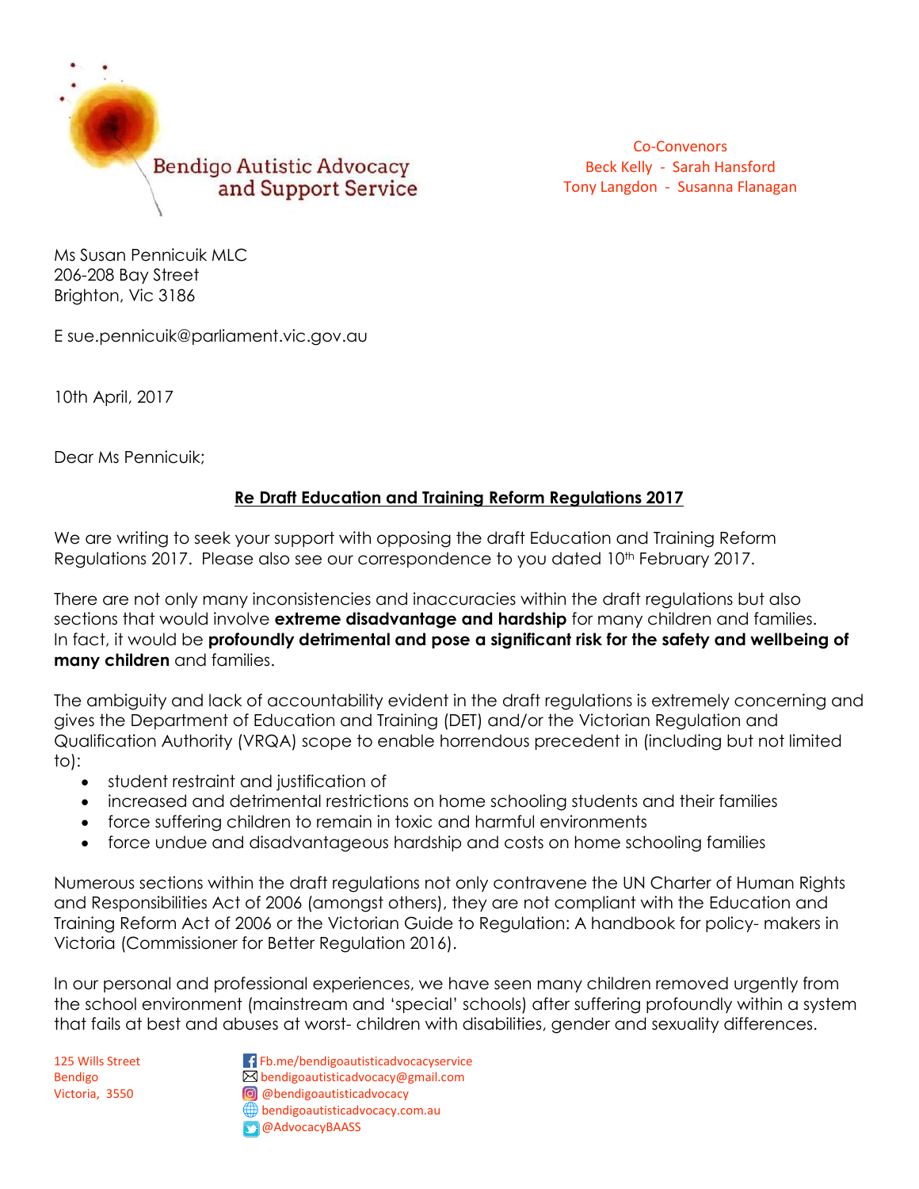Bendigo Autistic Advocacy and Support Service

Co-Convenors
Beck Kelly - Sarah Hansford
Tony Langdon - Susanna Flanagan

Ms Susan Pennicuik MLC
206-208 Bay Street
Brighton, Vic 3186

E sue.pennicuik@parliament.vic.gov.au

10th April, 2017

Dear Ms Pennicuik;

**Re Draft Education and Training Reform Regulations 2017**

We are writing to seek your support with opposing the draft Education and Training Reform Regulations 2017. Please also see our correspondence to you dated 10th February 2017.

There are not only many inconsistencies and inaccuracies within the draft regulations but also sections that would involve **extreme disadvantage and hardship** for many children and families. In fact, it would be **profoundly detrimental and pose a significant risk for the safety and wellbeing of many children** and families.

The ambiguity and lack of accountability evident in the draft regulations is extremely concerning and gives the Department of Education and Training (DET) and/or the Victorian Regulation and Qualification Authority (VRQA) scope to enable horrendous precedent in (including but not limited to):

- student restraint and justification of
- increased and detrimental restrictions on home schooling students and their families
- force suffering children to remain in toxic and harmful environments
- force undue and disadvantageous hardship and costs on home schooling families

Numerous sections within the draft regulations not only contravene the UN Charter of Human Rights and Responsibilities Act of 2006 (amongst others), they are not compliant with the Education and Training Reform Act of 2006 or the Victorian Guide to Regulation: A handbook for policy- makers in Victoria (Commissioner for Better Regulation 2016).

In our personal and professional experiences, we have seen many children removed urgently from the school environment (mainstream and 'special' schools) after suffering profoundly within a system that fails at best and abuses at worst- children with disabilities, gender and sexuality differences.

125 Wills Street
Bendigo
Victoria, 3550

Fb.me/bendigoautisticadvocacyservice
bendigoautisticadvocacy@gmail.com
@bendigoautisticadvocacy
bendigoautisticadvocacy.com.au
@AdvocacyBAASS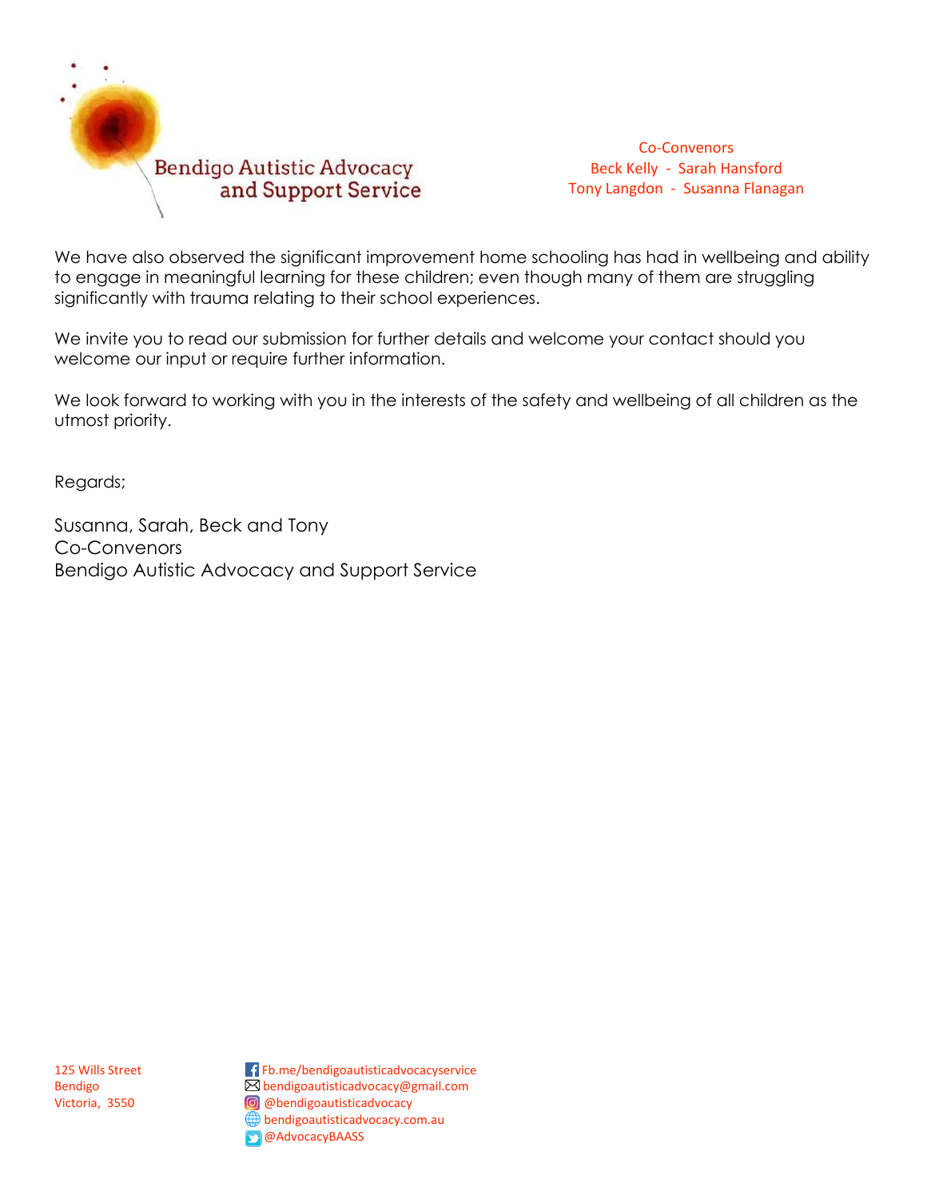Bendigo Autistic Advocacy and Support Service

Co-Convenors
Beck Kelly - Sarah Hansford
Tony Langdon - Susanna Flanagan

We have also observed the significant improvement home schooling has had in wellbeing and ability to engage in meaningful learning for these children; even though many of them are struggling significantly with trauma relating to their school experiences.

We invite you to read our submission for further details and welcome your contact should you welcome our input or require further information.

We look forward to working with you in the interests of the safety and wellbeing of all children as the utmost priority.

Regards;

Susanna, Sarah, Beck and Tony
Co-Convenors
Bendigo Autistic Advocacy and Support Service

125 Wills Street
Bendigo
Victoria, 3550

Fb.me/bendigoautisticadvocacyservice
bendigoautisticadvocacy@gmail.com
@bendigoautisticadvocacy
bendigoautisticadvocacy.com.au
@AdvocacyBAASS